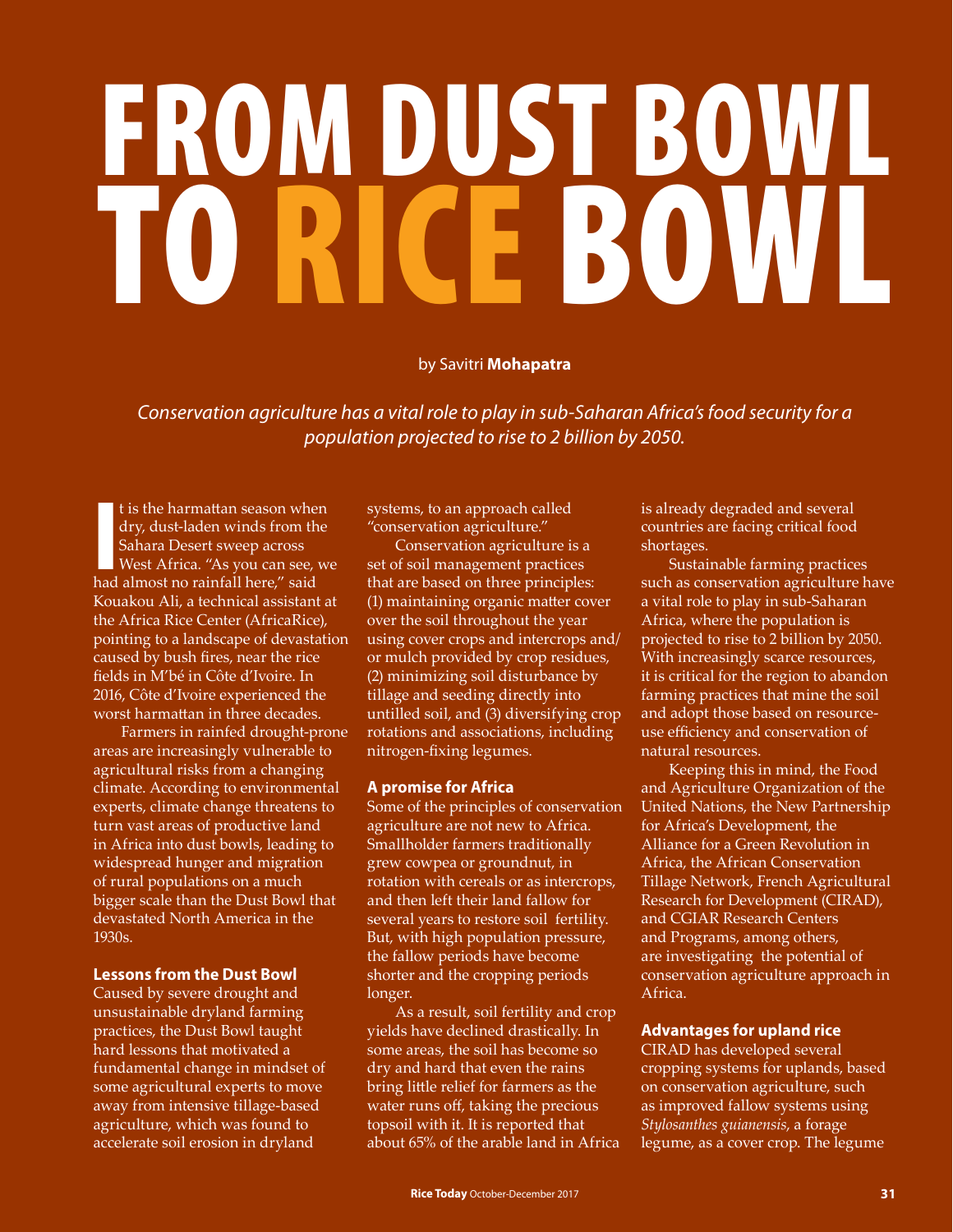# FROM DUST BOWL TO RICE BOWL

by Savitri **Mohapatra**

*Conservation agriculture has a vital role to play in sub-Saharan Africa's food security for a population projected to rise to 2 billion by 2050.*

It is the harmattan season when dry, dust-laden winds from the Sahara Desert sweep across West Africa. "As you can see, we had almost no rainfall here," said Kouakou Ali, a technical assistant at the Africa Rice Center (AfricaRice), pointing to a landscape of devastation caused by bush fires, near the rice fields in M'bé in Côte d'Ivoire. In 2016, Côte d'Ivoire experienced the worst harmattan in three decades.

Farmers in rainfed drought-prone areas are increasingly vulnerable to agricultural risks from a changing climate. According to environmental experts, climate change threatens to turn vast areas of productive land in Africa into dust bowls, leading to widespread hunger and migration of rural populations on a much bigger scale than the Dust Bowl that devastated North America in the 1930s.

### Lessons from the Dust Bowl

Caused by severe drought and unsustainable dryland farming practices, the Dust Bowl taught hard lessons that motivated a fundamental change in mindset of some agricultural experts to move away from intensive tillage-based agriculture, which was found to accelerate soil erosion in dryland systems, to an approach called "conservation agriculture."

Conservation agriculture is a set of soil management practices that are based on three principles: (1) maintaining organic matter cover over the soil throughout the year using cover crops and intercrops and/or mulch provided by crop residues, (2) minimizing soil disturbance by tillage and seeding directly into untilled soil, and (3) diversifying crop rotations and associations, including nitrogen-fixing legumes.

### A promise for Africa

Some of the principles of conservation agriculture are not new to Africa. Smallholder farmers traditionally grew cowpea or groundnut, in rotation with cereals or as intercrops, and then left their land fallow for several years to restore soil fertility. But, with high population pressure, the fallow periods have become shorter and the cropping periods longer.

As a result, soil fertility and crop yields have declined drastically. In some areas, the soil has become so dry and hard that even the rains bring little relief for farmers as the water runs off, taking the precious topsoil with it. It is reported that about 65% of the arable land in Africa is already degraded and several countries are facing critical food shortages.

Sustainable farming practices such as conservation agriculture have a vital role to play in sub-Saharan Africa, where the population is projected to rise to 2 billion by 2050. With increasingly scarce resources, it is critical for the region to abandon farming practices that mine the soil and adopt those based on resource-use efficiency and conservation of natural resources.

Keeping this in mind, the Food and Agriculture Organization of the United Nations, the New Partnership for Africa's Development, the Alliance for a Green Revolution in Africa, the African Conservation Tillage Network, French Agricultural Research for Development (CIRAD), and CGIAR Research Centers and Programs, among others, are investigating the potential of conservation agriculture approach in Africa.

### Advantages for upland rice

CIRAD has developed several cropping systems for uplands, based on conservation agriculture, such as improved fallow systems using *Stylosanthes guianensis*, a forage legume, as a cover crop. The legume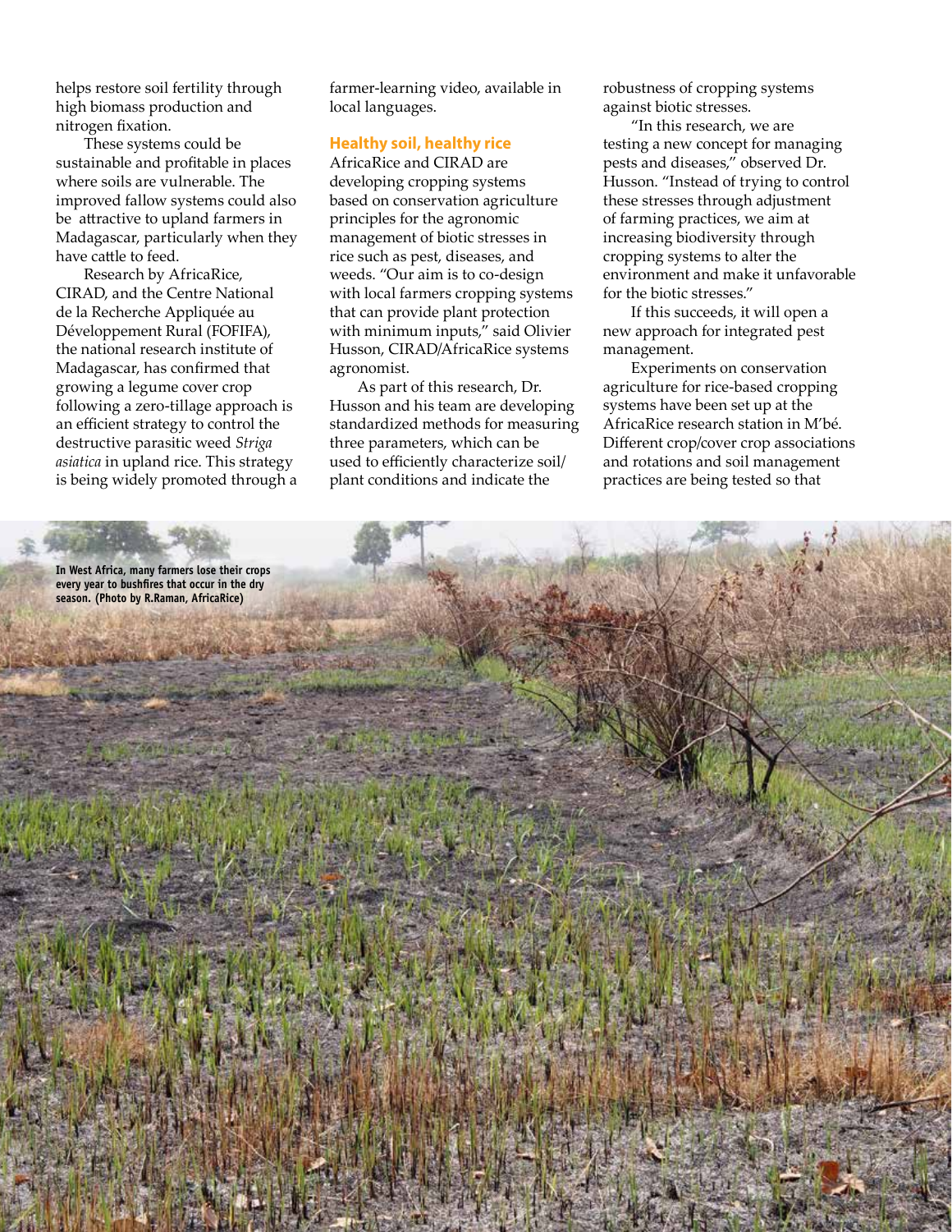helps restore soil fertility through high biomass production and nitrogen fixation.

These systems could be sustainable and profitable in places where soils are vulnerable. The improved fallow systems could also be attractive to upland farmers in Madagascar, particularly when they have cattle to feed.

Research by AfricaRice, CIRAD, and the Centre National de la Recherche Appliquée au Développement Rural (FOFIFA), the national research institute of Madagascar, has confirmed that growing a legume cover crop following a zero-tillage approach is an efficient strategy to control the destructive parasitic weed *Striga asiatica* in upland rice. This strategy is being widely promoted through a farmer-learning video, available in local languages.

## Healthy soil, healthy rice

AfricaRice and CIRAD are developing cropping systems based on conservation agriculture principles for the agronomic management of biotic stresses in rice such as pest, diseases, and weeds. "Our aim is to co-design with local farmers cropping systems that can provide plant protection with minimum inputs," said Olivier Husson, CIRAD/AfricaRice systems agronomist.

As part of this research, Dr. Husson and his team are developing standardized methods for measuring three parameters, which can be used to efficiently characterize soil/plant conditions and indicate the robustness of cropping systems against biotic stresses.

"In this research, we are testing a new concept for managing pests and diseases," observed Dr. Husson. "Instead of trying to control these stresses through adjustment of farming practices, we aim at increasing biodiversity through cropping systems to alter the environment and make it unfavorable for the biotic stresses."

If this succeeds, it will open a new approach for integrated pest management.

Experiments on conservation agriculture for rice-based cropping systems have been set up at the AfricaRice research station in M'bé. Different crop/cover crop associations and rotations and soil management practices are being tested so that

**In West Africa, many farmers lose their crops every year to bushfires that occur in the dry season. (Photo by R.Raman, AfricaRice)**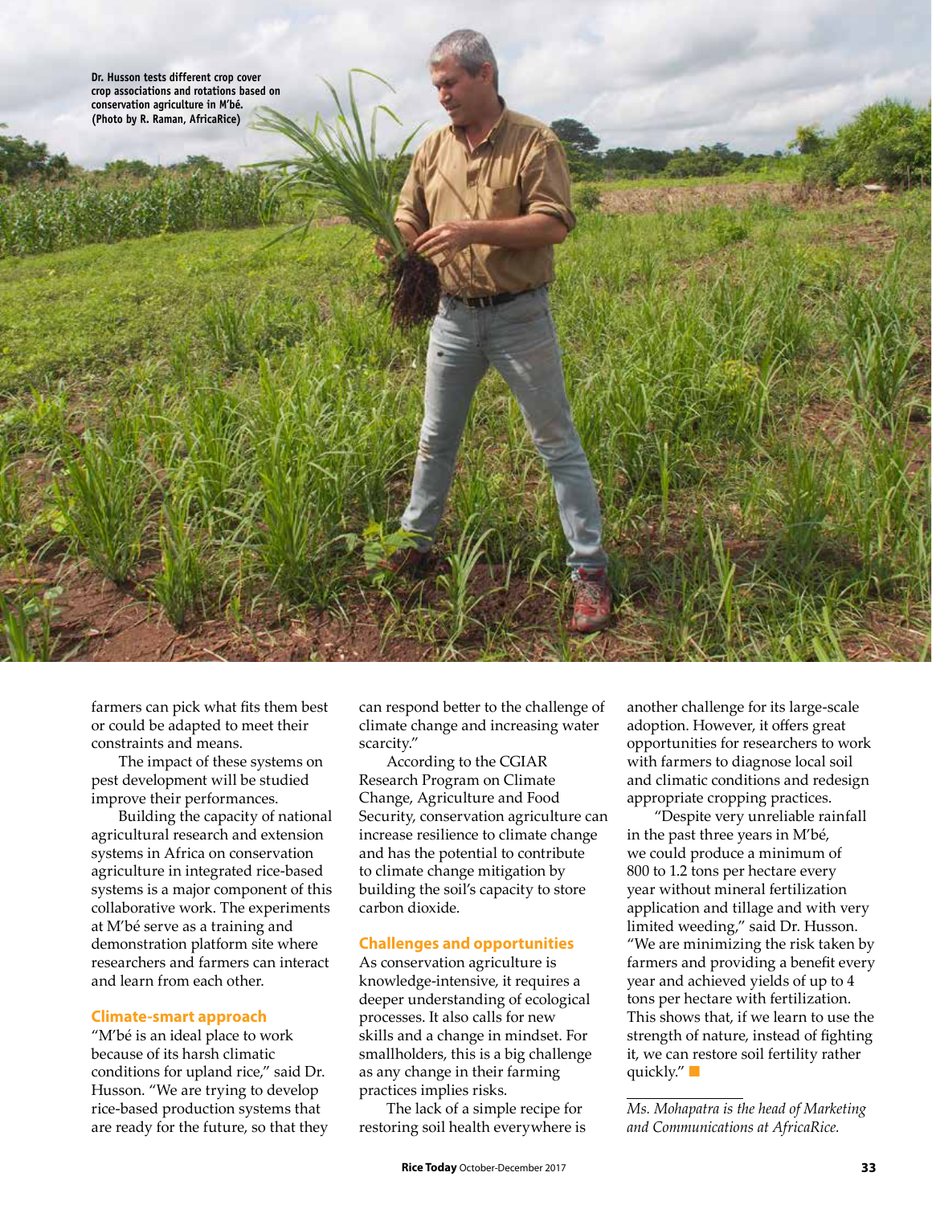Dr. Husson tests different crop cover crop associations and rotations based on conservation agriculture in M'bé. (Photo by R. Raman, AfricaRice)

farmers can pick what fits them best or could be adapted to meet their constraints and means.

The impact of these systems on pest development will be studied improve their performances.

Building the capacity of national agricultural research and extension systems in Africa on conservation agriculture in integrated rice-based systems is a major component of this collaborative work. The experiments at M'bé serve as a training and demonstration platform site where researchers and farmers can interact and learn from each other.

## Climate-smart approach

"M'bé is an ideal place to work because of its harsh climatic conditions for upland rice," said Dr. Husson. "We are trying to develop rice-based production systems that are ready for the future, so that they can respond better to the challenge of climate change and increasing water scarcity."

According to the CGIAR Research Program on Climate Change, Agriculture and Food Security, conservation agriculture can increase resilience to climate change and has the potential to contribute to climate change mitigation by building the soil's capacity to store carbon dioxide.

## Challenges and opportunities

As conservation agriculture is knowledge-intensive, it requires a deeper understanding of ecological processes. It also calls for new skills and a change in mindset. For smallholders, this is a big challenge as any change in their farming practices implies risks.

The lack of a simple recipe for restoring soil health everywhere is another challenge for its large-scale adoption. However, it offers great opportunities for researchers to work with farmers to diagnose local soil and climatic conditions and redesign appropriate cropping practices.

"Despite very unreliable rainfall in the past three years in M'bé, we could produce a minimum of 800 to 1.2 tons per hectare every year without mineral fertilization application and tillage and with very limited weeding," said Dr. Husson. "We are minimizing the risk taken by farmers and providing a benefit every year and achieved yields of up to 4 tons per hectare with fertilization. This shows that, if we learn to use the strength of nature, instead of fighting it, we can restore soil fertility rather quickly." ■

---

*Ms. Mohapatra is the head of Marketing and Communications at AfricaRice.*